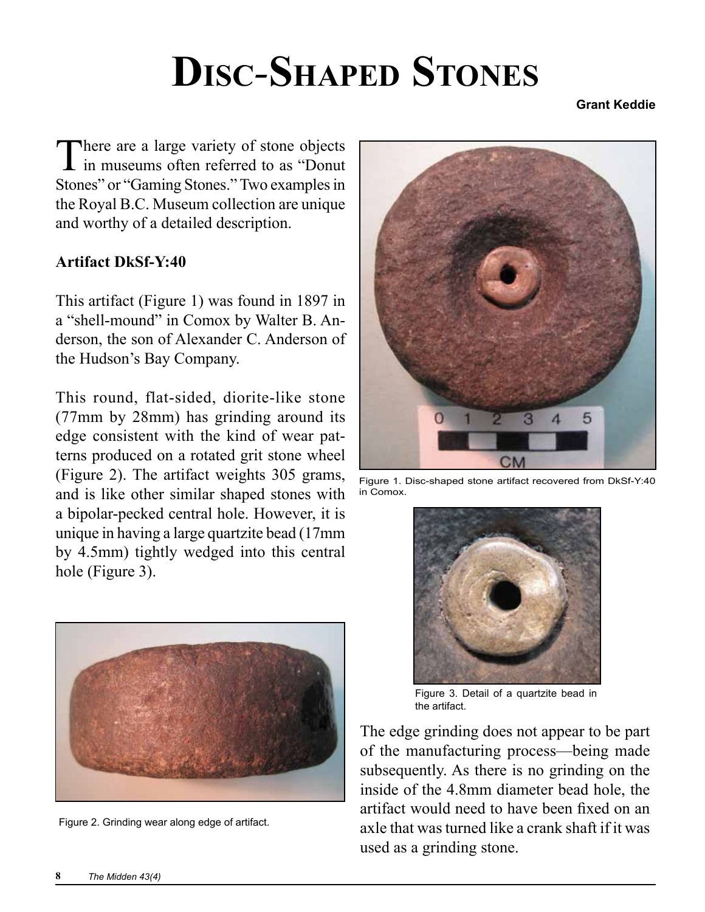# Disc-Shaped Stones

**Grant Keddie**

There are a large variety of stone objects in museums often referred to as "Donut Stones" or "Gaming Stones." Two examples in the Royal B.C. Museum collection are unique and worthy of a detailed description.

### Artifact DkSf-Y:40

This artifact (Figure 1) was found in 1897 in a "shell-mound" in Comox by Walter B. Anderson, the son of Alexander C. Anderson of the Hudson's Bay Company.

This round, flat-sided, diorite-like stone (77mm by 28mm) has grinding around its edge consistent with the kind of wear patterns produced on a rotated grit stone wheel (Figure 2). The artifact weights 305 grams, and is like other similar shaped stones with a bipolar-pecked central hole. However, it is unique in having a large quartzite bead (17mm by 4.5mm) tightly wedged into this central hole (Figure 3).

Figure 1. Disc-shaped stone artifact recovered from DkSf-Y:40 in Comox.

Figure 2. Grinding wear along edge of artifact.

Figure 3. Detail of a quartzite bead in the artifact.

The edge grinding does not appear to be part of the manufacturing process—being made subsequently. As there is no grinding on the inside of the 4.8mm diameter bead hole, the artifact would need to have been fixed on an axle that was turned like a crank shaft if it was used as a grinding stone.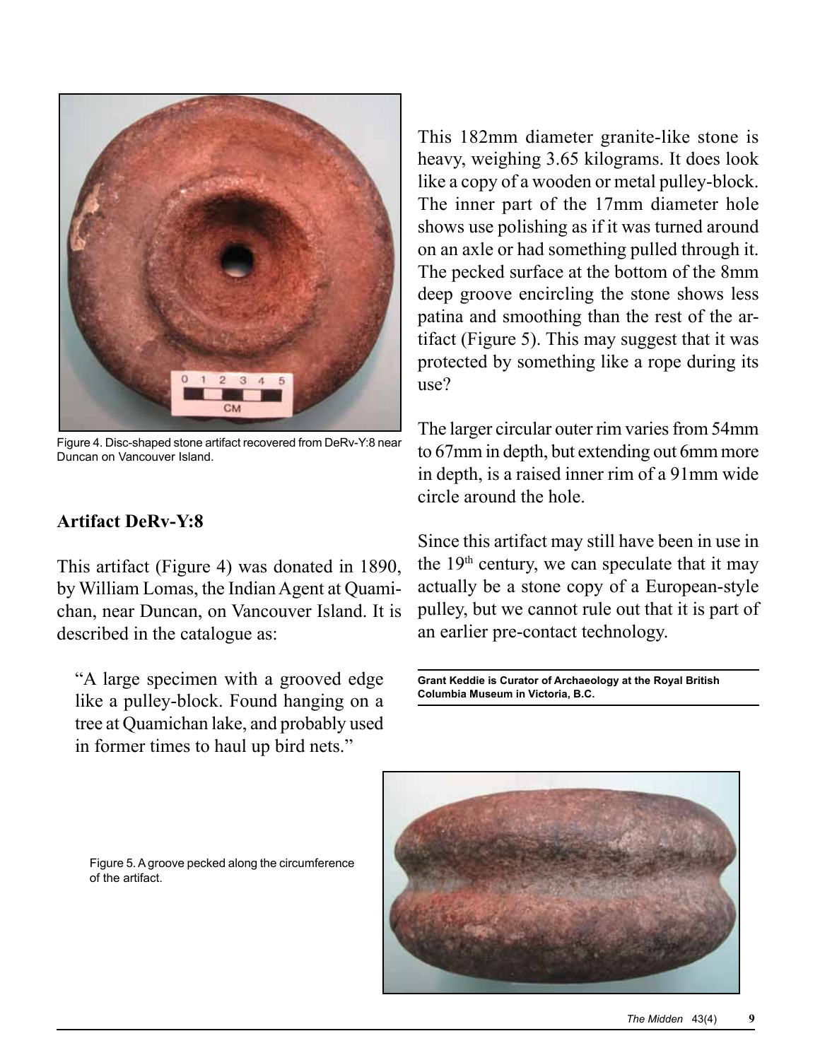Figure 4. Disc-shaped stone artifact recovered from DeRv-Y:8 near Duncan on Vancouver Island.

### Artifact DeRv-Y:8

This artifact (Figure 4) was donated in 1890, by William Lomas, the Indian Agent at Quamichan, near Duncan, on Vancouver Island. It is described in the catalogue as:

> "A large specimen with a grooved edge like a pulley-block. Found hanging on a tree at Quamichan lake, and probably used in former times to haul up bird nets."

This 182mm diameter granite-like stone is heavy, weighing 3.65 kilograms. It does look like a copy of a wooden or metal pulley-block. The inner part of the 17mm diameter hole shows use polishing as if it was turned around on an axle or had something pulled through it. The pecked surface at the bottom of the 8mm deep groove encircling the stone shows less patina and smoothing than the rest of the artifact (Figure 5). This may suggest that it was protected by something like a rope during its use?

The larger circular outer rim varies from 54mm to 67mm in depth, but extending out 6mm more in depth, is a raised inner rim of a 91mm wide circle around the hole.

Since this artifact may still have been in use in the 19th century, we can speculate that it may actually be a stone copy of a European-style pulley, but we cannot rule out that it is part of an earlier pre-contact technology.

**Grant Keddie is Curator of Archaeology at the Royal British Columbia Museum in Victoria, B.C.**

Figure 5. A groove pecked along the circumference of the artifact.